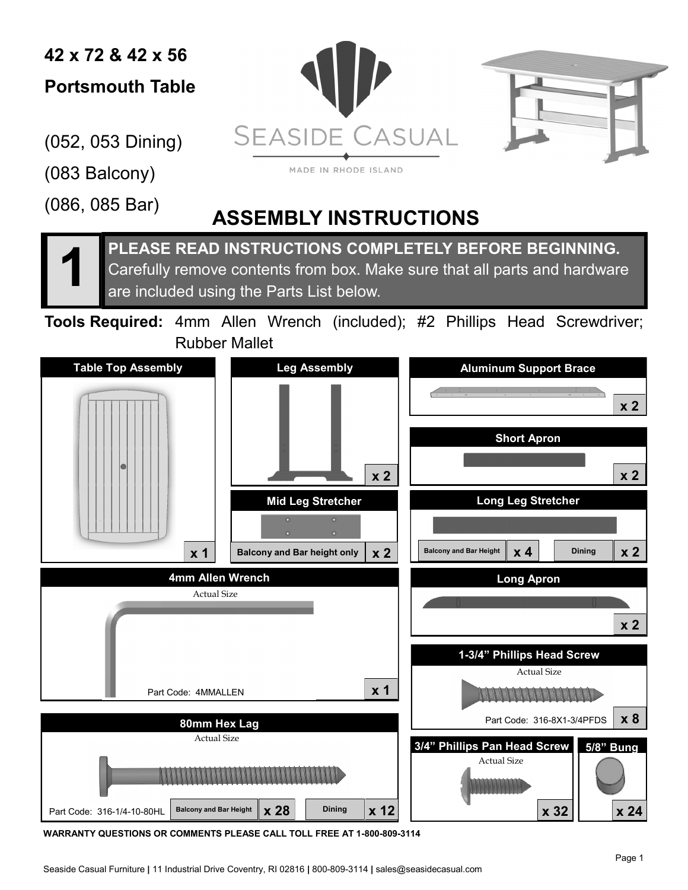# 42 x 72 & 42 x 56

# Portsmouth Table

(052, 053 Dining)

(083 Balcony)

(086, 085 Bar)

SEASIDE CASUAL

MADE IN RHODE ISLAND

## ASSEMBLY INSTRUCTIONS

**1**

**PLEASE READ INSTRUCTIONS COMPLETELY BEFORE BEGINNING.** Carefully remove contents from box. Make sure that all parts and hardware are included using the Parts List below.

**Tools Required:** 4mm Allen Wrench (included); #2 Phillips Head Screwdriver; Rubber Mallet

| Part | Notes | Quantity |
|---|---|---|
| Table Top Assembly | | x 1 |
| Leg Assembly | | x 2 |
| Aluminum Support Brace | | x 2 |
| Short Apron | | x 2 |
| Mid Leg Stretcher | Balcony and Bar height only | x 2 |
| Long Leg Stretcher | Balcony and Bar Height | x 4 |
| Long Leg Stretcher | Dining | x 2 |
| 4mm Allen Wrench | Actual Size; Part Code: 4MMALLEN | x 1 |
| Long Apron | | x 2 |
| 1-3/4" Phillips Head Screw | Actual Size; Part Code: 316-8X1-3/4PFDS | x 8 |
| 80mm Hex Lag | Actual Size; Part Code: 316-1/4-10-80HL; Balcony and Bar Height | x 28 |
| 80mm Hex Lag | Actual Size; Part Code: 316-1/4-10-80HL; Dining | x 12 |
| 3/4" Phillips Pan Head Screw | Actual Size | x 32 |
| 5/8" Bung | | x 24 |

**WARRANTY QUESTIONS OR COMMENTS PLEASE CALL TOLL FREE AT 1-800-809-3114**

Seaside Casual Furniture | 11 Industrial Drive Coventry, RI 02816 | 800-809-3114 | sales@seasidecasual.com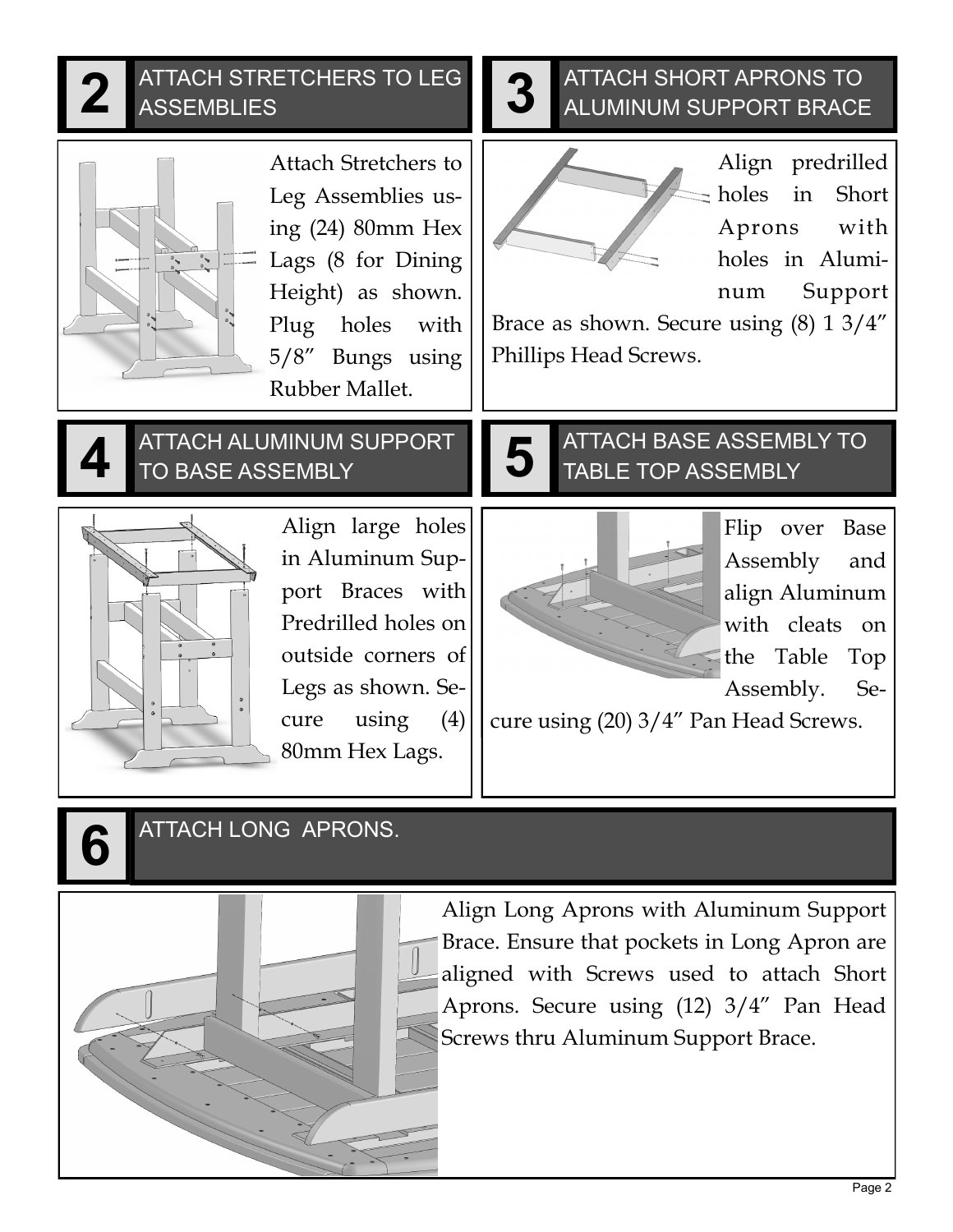## 2 ATTACH STRETCHERS TO LEG ASSEMBLIES

Attach Stretchers to Leg Assemblies using (24) 80mm Hex Lags (8 for Dining Height) as shown. Plug holes with 5/8" Bungs using Rubber Mallet.

## 3 ATTACH SHORT APRONS TO ALUMINUM SUPPORT BRACE

Align predrilled holes in Short Aprons with holes in Aluminum Support Brace as shown. Secure using (8) 1 3/4" Phillips Head Screws.

## 4 ATTACH ALUMINUM SUPPORT TO BASE ASSEMBLY

Align large holes in Aluminum Support Braces with Predrilled holes on outside corners of Legs as shown. Secure using (4) 80mm Hex Lags.

## 5 ATTACH BASE ASSEMBLY TO TABLE TOP ASSEMBLY

Flip over Base Assembly and align Aluminum with cleats on the Table Top Assembly. Secure using (20) 3/4" Pan Head Screws.

## 6 ATTACH LONG APRONS.

Align Long Aprons with Aluminum Support Brace. Ensure that pockets in Long Apron are aligned with Screws used to attach Short Aprons. Secure using (12) 3/4" Pan Head Screws thru Aluminum Support Brace.